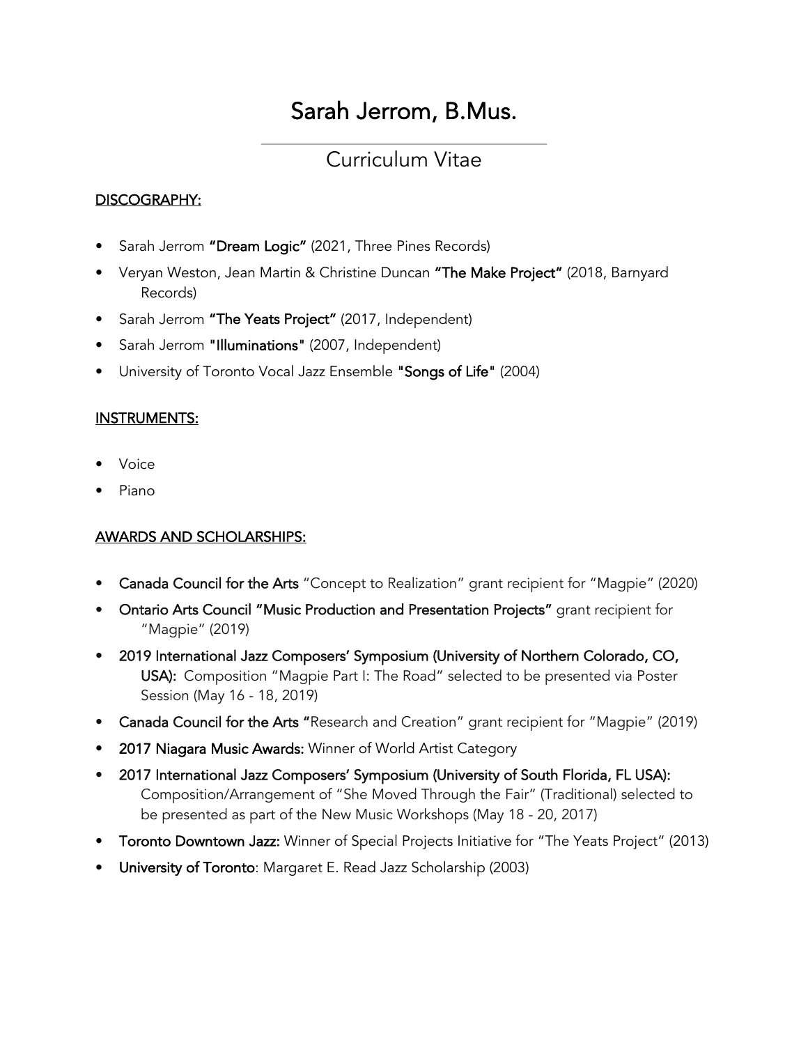# Sarah Jerrom, B.Mus.

## Curriculum Vitae

### DISCOGRAPHY:

- Sarah Jerrom **"Dream Logic"** (2021, Three Pines Records)
- Veryan Weston, Jean Martin & Christine Duncan **"The Make Project"** (2018, Barnyard Records)
- Sarah Jerrom **"The Yeats Project"** (2017, Independent)
- Sarah Jerrom **"Illuminations"** (2007, Independent)
- University of Toronto Vocal Jazz Ensemble **"Songs of Life"** (2004)

### INSTRUMENTS:

- Voice
- Piano

### AWARDS AND SCHOLARSHIPS:

- **Canada Council for the Arts** "Concept to Realization" grant recipient for "Magpie" (2020)
- **Ontario Arts Council "Music Production and Presentation Projects"** grant recipient for "Magpie" (2019)
- **2019 International Jazz Composers' Symposium (University of Northern Colorado, CO, USA):** Composition "Magpie Part I: The Road" selected to be presented via Poster Session (May 16 - 18, 2019)
- **Canada Council for the Arts "**Research and Creation" grant recipient for "Magpie" (2019)
- **2017 Niagara Music Awards:** Winner of World Artist Category
- **2017 International Jazz Composers' Symposium (University of South Florida, FL USA):** Composition/Arrangement of "She Moved Through the Fair" (Traditional) selected to be presented as part of the New Music Workshops (May 18 - 20, 2017)
- **Toronto Downtown Jazz:** Winner of Special Projects Initiative for "The Yeats Project" (2013)
- **University of Toronto**: Margaret E. Read Jazz Scholarship (2003)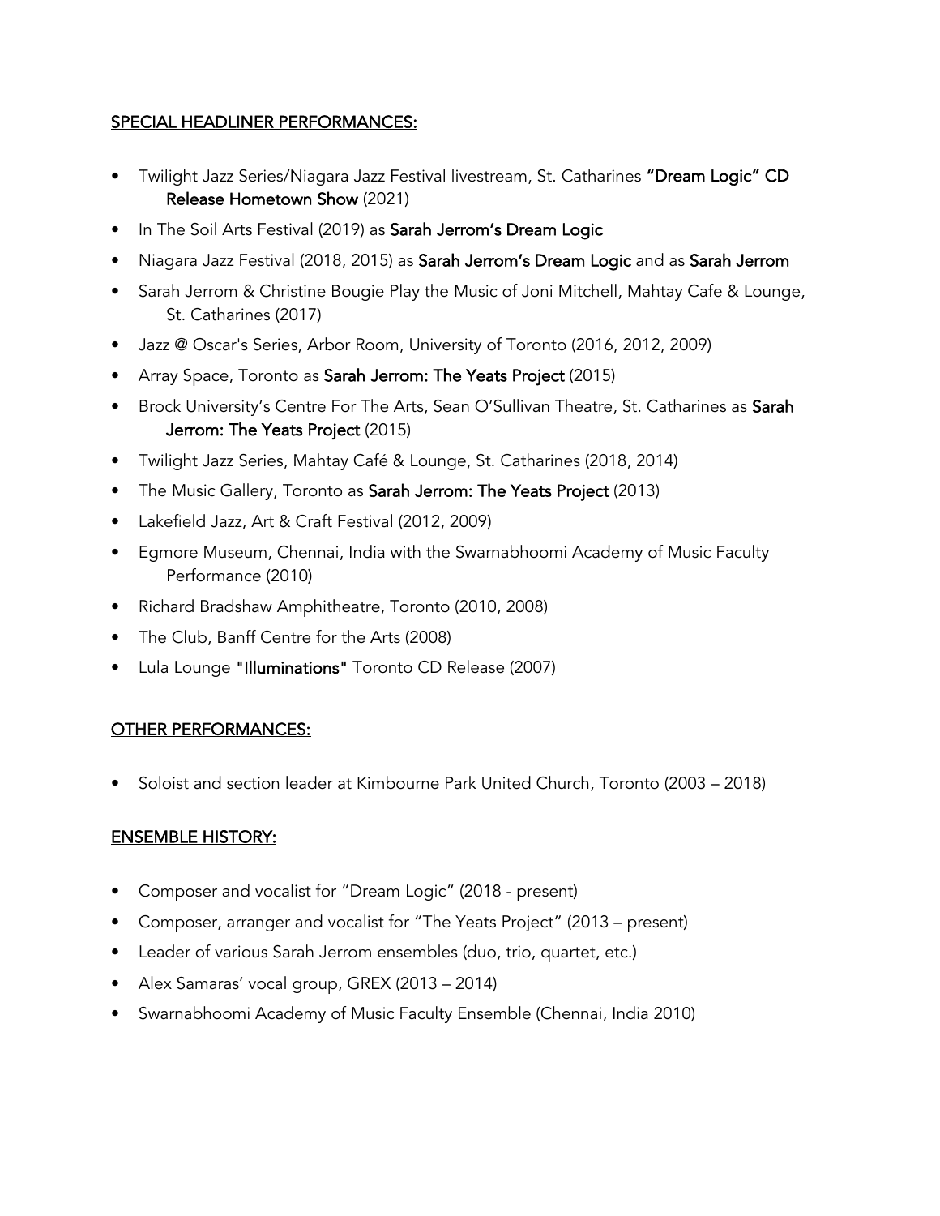## SPECIAL HEADLINER PERFORMANCES:

- Twilight Jazz Series/Niagara Jazz Festival livestream, St. Catharines **"Dream Logic" CD Release Hometown Show** (2021)
- In The Soil Arts Festival (2019) as **Sarah Jerrom's Dream Logic**
- Niagara Jazz Festival (2018, 2015) as **Sarah Jerrom's Dream Logic** and as **Sarah Jerrom**
- Sarah Jerrom & Christine Bougie Play the Music of Joni Mitchell, Mahtay Cafe & Lounge, St. Catharines (2017)
- Jazz @ Oscar's Series, Arbor Room, University of Toronto (2016, 2012, 2009)
- Array Space, Toronto as **Sarah Jerrom: The Yeats Project** (2015)
- Brock University's Centre For The Arts, Sean O'Sullivan Theatre, St. Catharines as **Sarah Jerrom: The Yeats Project** (2015)
- Twilight Jazz Series, Mahtay Café & Lounge, St. Catharines (2018, 2014)
- The Music Gallery, Toronto as **Sarah Jerrom: The Yeats Project** (2013)
- Lakefield Jazz, Art & Craft Festival (2012, 2009)
- Egmore Museum, Chennai, India with the Swarnabhoomi Academy of Music Faculty Performance (2010)
- Richard Bradshaw Amphitheatre, Toronto (2010, 2008)
- The Club, Banff Centre for the Arts (2008)
- Lula Lounge **"Illuminations"** Toronto CD Release (2007)

## OTHER PERFORMANCES:

- Soloist and section leader at Kimbourne Park United Church, Toronto (2003 – 2018)

## ENSEMBLE HISTORY:

- Composer and vocalist for "Dream Logic" (2018 - present)
- Composer, arranger and vocalist for "The Yeats Project" (2013 – present)
- Leader of various Sarah Jerrom ensembles (duo, trio, quartet, etc.)
- Alex Samaras' vocal group, GREX (2013 – 2014)
- Swarnabhoomi Academy of Music Faculty Ensemble (Chennai, India 2010)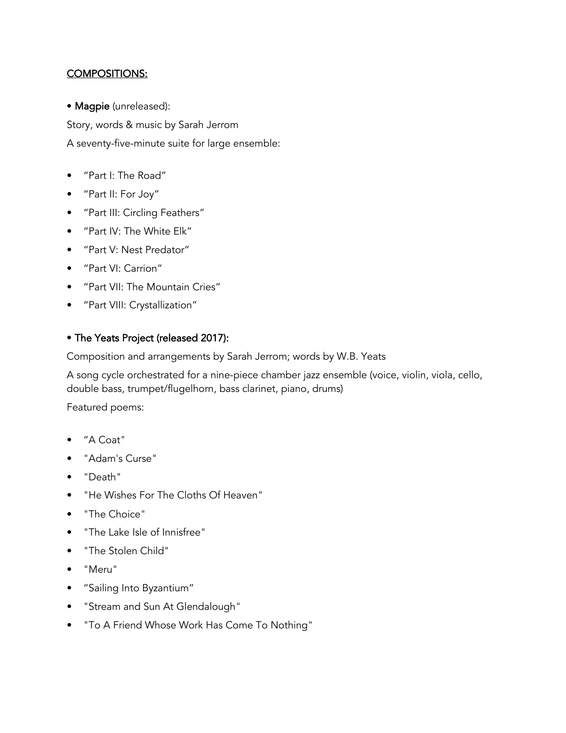<u>COMPOSITIONS:</u>

• **Magpie** (unreleased):

Story, words & music by Sarah Jerrom

A seventy-five-minute suite for large ensemble:

- "Part I: The Road"
- "Part II: For Joy"
- "Part III: Circling Feathers"
- "Part IV: The White Elk"
- "Part V: Nest Predator"
- "Part VI: Carrion"
- "Part VII: The Mountain Cries"
- "Part VIII: Crystallization"

• **The Yeats Project (released 2017):**

Composition and arrangements by Sarah Jerrom; words by W.B. Yeats

A song cycle orchestrated for a nine-piece chamber jazz ensemble (voice, violin, viola, cello, double bass, trumpet/flugelhorn, bass clarinet, piano, drums)

Featured poems:

- "A Coat"
- "Adam's Curse"
- "Death"
- "He Wishes For The Cloths Of Heaven"
- "The Choice"
- "The Lake Isle of Innisfree"
- "The Stolen Child"
- "Meru"
- "Sailing Into Byzantium"
- "Stream and Sun At Glendalough"
- "To A Friend Whose Work Has Come To Nothing"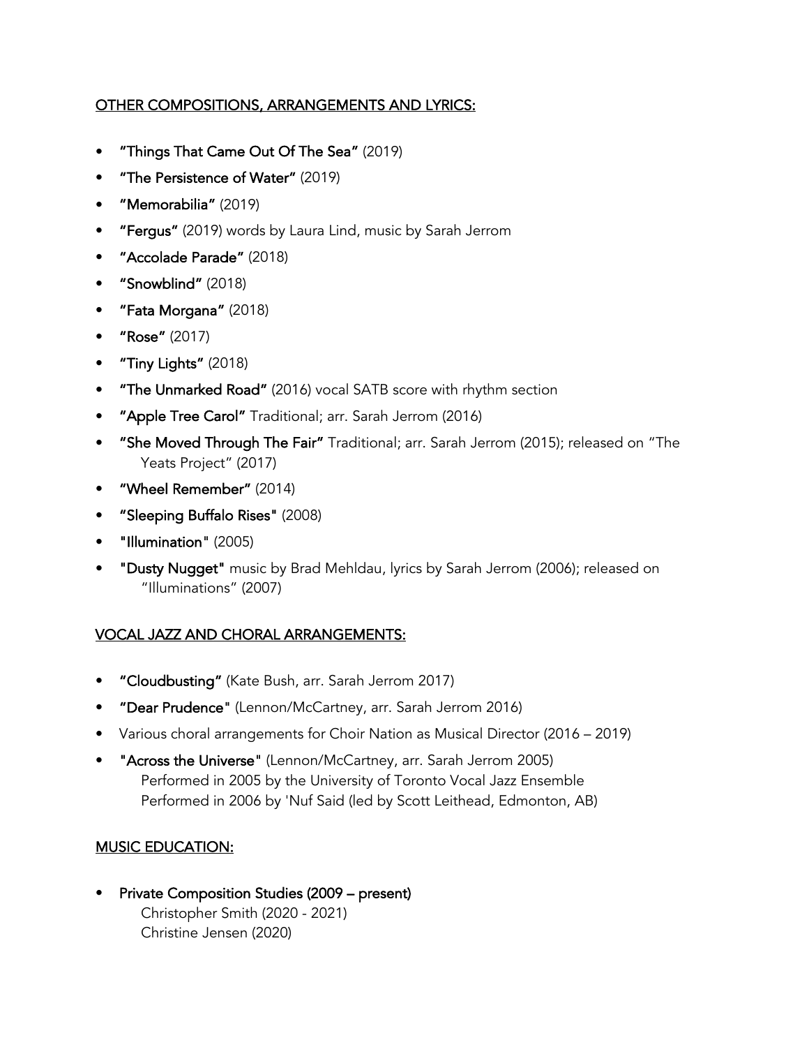## OTHER COMPOSITIONS, ARRANGEMENTS AND LYRICS:

- **"Things That Came Out Of The Sea"** (2019)
- **"The Persistence of Water"** (2019)
- **"Memorabilia"** (2019)
- **"Fergus"** (2019) words by Laura Lind, music by Sarah Jerrom
- **"Accolade Parade"** (2018)
- **"Snowblind"** (2018)
- **"Fata Morgana"** (2018)
- **"Rose"** (2017)
- **"Tiny Lights"** (2018)
- **"The Unmarked Road"** (2016) vocal SATB score with rhythm section
- **"Apple Tree Carol"** Traditional; arr. Sarah Jerrom (2016)
- **"She Moved Through The Fair"** Traditional; arr. Sarah Jerrom (2015); released on "The Yeats Project" (2017)
- **"Wheel Remember"** (2014)
- **"Sleeping Buffalo Rises"** (2008)
- **"Illumination"** (2005)
- **"Dusty Nugget"** music by Brad Mehldau, lyrics by Sarah Jerrom (2006); released on "Illuminations" (2007)

## VOCAL JAZZ AND CHORAL ARRANGEMENTS:

- **"Cloudbusting"** (Kate Bush, arr. Sarah Jerrom 2017)
- **"Dear Prudence"** (Lennon/McCartney, arr. Sarah Jerrom 2016)
- Various choral arrangements for Choir Nation as Musical Director (2016 – 2019)
- **"Across the Universe"** (Lennon/McCartney, arr. Sarah Jerrom 2005)
  Performed in 2005 by the University of Toronto Vocal Jazz Ensemble
  Performed in 2006 by 'Nuf Said (led by Scott Leithead, Edmonton, AB)

## MUSIC EDUCATION:

- **Private Composition Studies (2009 – present)**
  Christopher Smith (2020 - 2021)
  Christine Jensen (2020)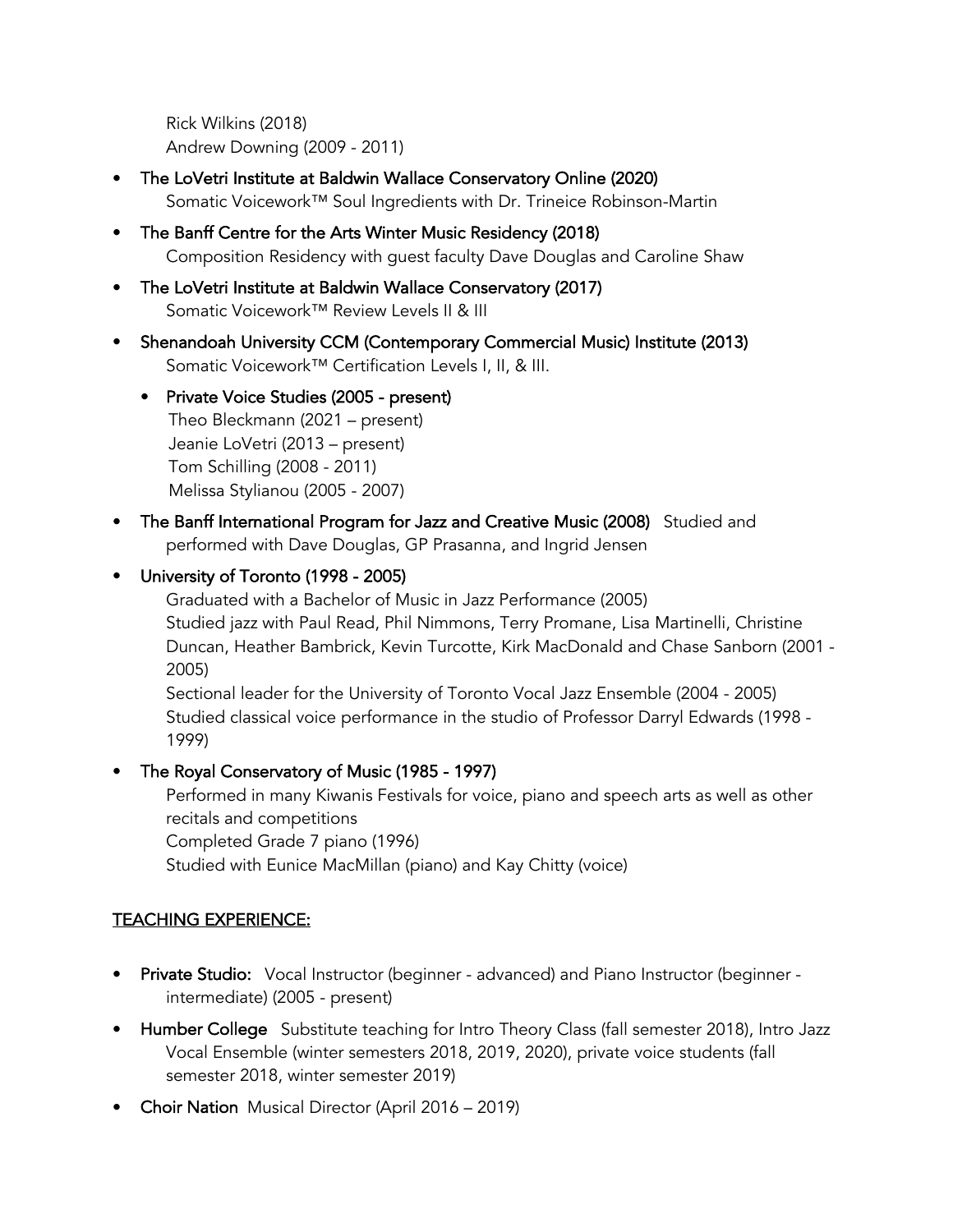Rick Wilkins (2018)
Andrew Downing (2009 - 2011)

- **The LoVetri Institute at Baldwin Wallace Conservatory Online (2020)**
  Somatic Voicework™ Soul Ingredients with Dr. Trineice Robinson-Martin
- **The Banff Centre for the Arts Winter Music Residency (2018)**
  Composition Residency with guest faculty Dave Douglas and Caroline Shaw
- **The LoVetri Institute at Baldwin Wallace Conservatory (2017)**
  Somatic Voicework™ Review Levels II & III
- **Shenandoah University CCM (Contemporary Commercial Music) Institute (2013)**
  Somatic Voicework™ Certification Levels I, II, & III.
  - **Private Voice Studies (2005 - present)**
    Theo Bleckmann (2021 – present)
    Jeanie LoVetri (2013 – present)
    Tom Schilling (2008 - 2011)
    Melissa Stylianou (2005 - 2007)
- **The Banff International Program for Jazz and Creative Music (2008)** Studied and performed with Dave Douglas, GP Prasanna, and Ingrid Jensen
- **University of Toronto (1998 - 2005)**
  Graduated with a Bachelor of Music in Jazz Performance (2005)
  Studied jazz with Paul Read, Phil Nimmons, Terry Promane, Lisa Martinelli, Christine Duncan, Heather Bambrick, Kevin Turcotte, Kirk MacDonald and Chase Sanborn (2001 - 2005)
  Sectional leader for the University of Toronto Vocal Jazz Ensemble (2004 - 2005)
  Studied classical voice performance in the studio of Professor Darryl Edwards (1998 - 1999)
- **The Royal Conservatory of Music (1985 - 1997)**
  Performed in many Kiwanis Festivals for voice, piano and speech arts as well as other recitals and competitions
  Completed Grade 7 piano (1996)
  Studied with Eunice MacMillan (piano) and Kay Chitty (voice)

## TEACHING EXPERIENCE:

- **Private Studio:** Vocal Instructor (beginner - advanced) and Piano Instructor (beginner - intermediate) (2005 - present)
- **Humber College** Substitute teaching for Intro Theory Class (fall semester 2018), Intro Jazz Vocal Ensemble (winter semesters 2018, 2019, 2020), private voice students (fall semester 2018, winter semester 2019)
- **Choir Nation** Musical Director (April 2016 – 2019)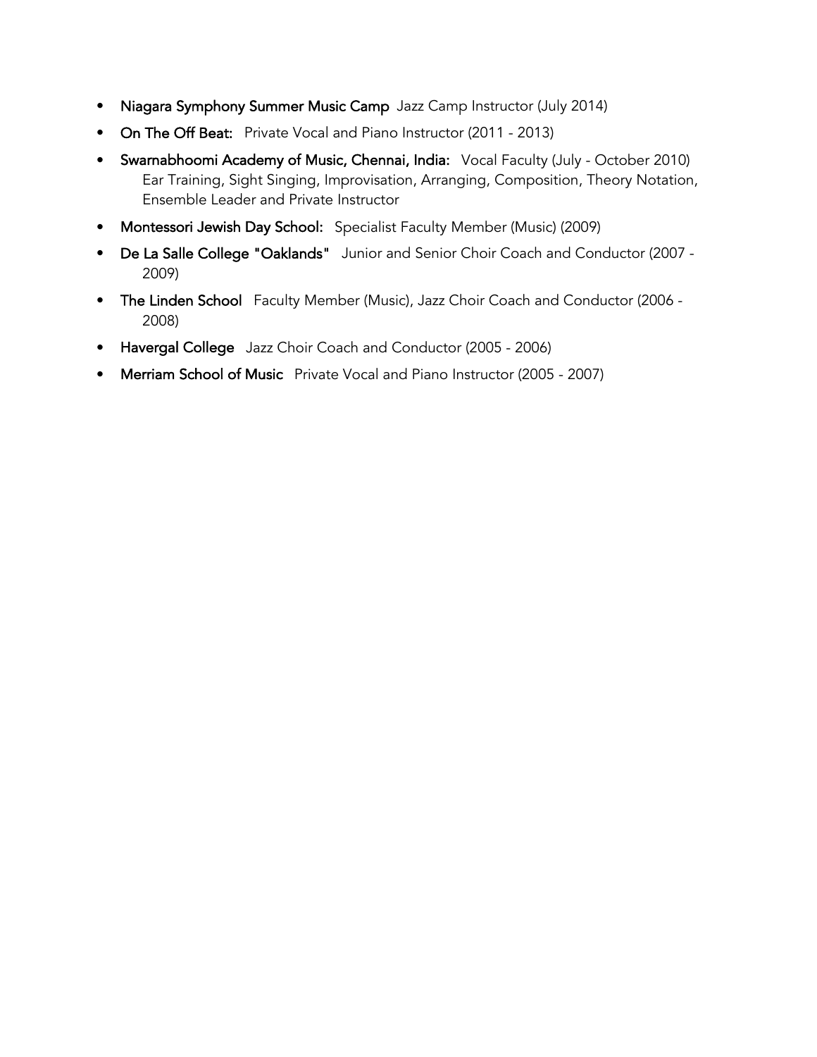- **Niagara Symphony Summer Music Camp** Jazz Camp Instructor (July 2014)
- **On The Off Beat:** Private Vocal and Piano Instructor (2011 - 2013)
- **Swarnabhoomi Academy of Music, Chennai, India:** Vocal Faculty (July - October 2010) Ear Training, Sight Singing, Improvisation, Arranging, Composition, Theory Notation, Ensemble Leader and Private Instructor
- **Montessori Jewish Day School:** Specialist Faculty Member (Music) (2009)
- **De La Salle College "Oaklands"** Junior and Senior Choir Coach and Conductor (2007 - 2009)
- **The Linden School** Faculty Member (Music), Jazz Choir Coach and Conductor (2006 - 2008)
- **Havergal College** Jazz Choir Coach and Conductor (2005 - 2006)
- **Merriam School of Music** Private Vocal and Piano Instructor (2005 - 2007)